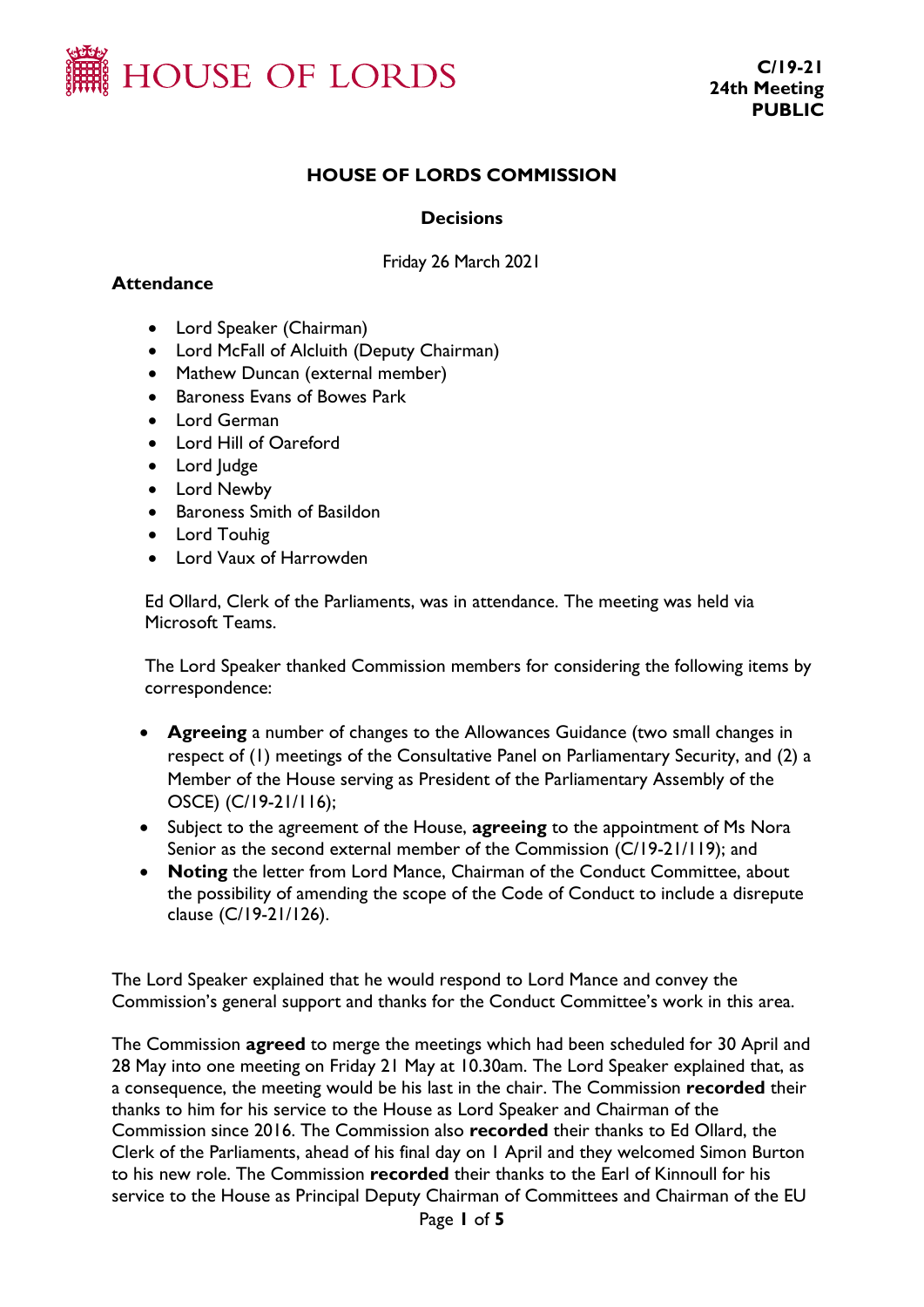HOUSE OF LORDS

**C/19-21**
**24th Meeting**
**PUBLIC**

# HOUSE OF LORDS COMMISSION

## Decisions

Friday 26 March 2021

**Attendance**

- Lord Speaker (Chairman)
- Lord McFall of Alcluith (Deputy Chairman)
- Mathew Duncan (external member)
- Baroness Evans of Bowes Park
- Lord German
- Lord Hill of Oareford
- Lord Judge
- Lord Newby
- Baroness Smith of Basildon
- Lord Touhig
- Lord Vaux of Harrowden

Ed Ollard, Clerk of the Parliaments, was in attendance. The meeting was held via Microsoft Teams.

The Lord Speaker thanked Commission members for considering the following items by correspondence:

- **Agreeing** a number of changes to the Allowances Guidance (two small changes in respect of (1) meetings of the Consultative Panel on Parliamentary Security, and (2) a Member of the House serving as President of the Parliamentary Assembly of the OSCE) (C/19-21/116);
- Subject to the agreement of the House, **agreeing** to the appointment of Ms Nora Senior as the second external member of the Commission (C/19-21/119); and
- **Noting** the letter from Lord Mance, Chairman of the Conduct Committee, about the possibility of amending the scope of the Code of Conduct to include a disrepute clause (C/19-21/126).

The Lord Speaker explained that he would respond to Lord Mance and convey the Commission's general support and thanks for the Conduct Committee's work in this area.

The Commission **agreed** to merge the meetings which had been scheduled for 30 April and 28 May into one meeting on Friday 21 May at 10.30am. The Lord Speaker explained that, as a consequence, the meeting would be his last in the chair. The Commission **recorded** their thanks to him for his service to the House as Lord Speaker and Chairman of the Commission since 2016. The Commission also **recorded** their thanks to Ed Ollard, the Clerk of the Parliaments, ahead of his final day on 1 April and they welcomed Simon Burton to his new role. The Commission **recorded** their thanks to the Earl of Kinnoull for his service to the House as Principal Deputy Chairman of Committees and Chairman of the EU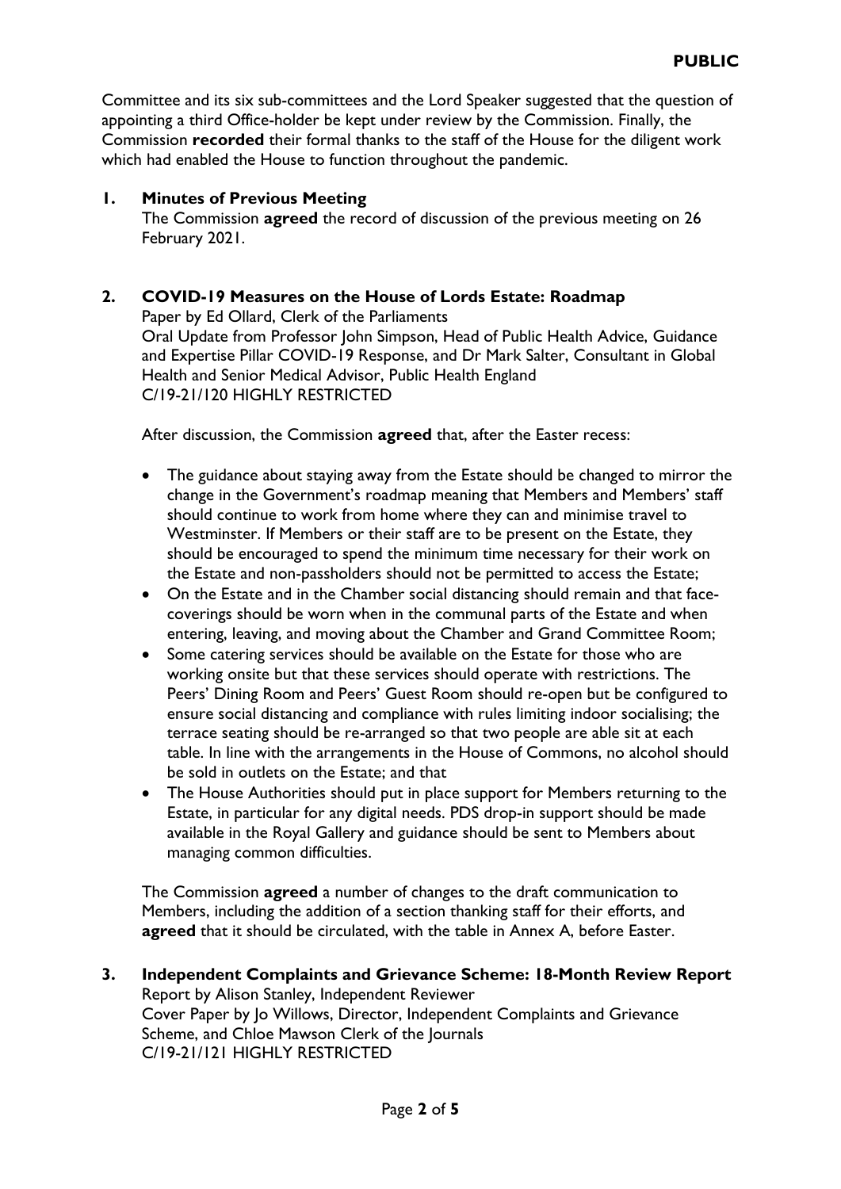Committee and its six sub-committees and the Lord Speaker suggested that the question of appointing a third Office-holder be kept under review by the Commission. Finally, the Commission **recorded** their formal thanks to the staff of the House for the diligent work which had enabled the House to function throughout the pandemic.

## 1. Minutes of Previous Meeting

The Commission **agreed** the record of discussion of the previous meeting on 26 February 2021.

## 2. COVID-19 Measures on the House of Lords Estate: Roadmap

Paper by Ed Ollard, Clerk of the Parliaments
Oral Update from Professor John Simpson, Head of Public Health Advice, Guidance and Expertise Pillar COVID-19 Response, and Dr Mark Salter, Consultant in Global Health and Senior Medical Advisor, Public Health England
C/19-21/120 HIGHLY RESTRICTED

After discussion, the Commission **agreed** that, after the Easter recess:

- The guidance about staying away from the Estate should be changed to mirror the change in the Government's roadmap meaning that Members and Members' staff should continue to work from home where they can and minimise travel to Westminster. If Members or their staff are to be present on the Estate, they should be encouraged to spend the minimum time necessary for their work on the Estate and non-passholders should not be permitted to access the Estate;
- On the Estate and in the Chamber social distancing should remain and that face-coverings should be worn when in the communal parts of the Estate and when entering, leaving, and moving about the Chamber and Grand Committee Room;
- Some catering services should be available on the Estate for those who are working onsite but that these services should operate with restrictions. The Peers' Dining Room and Peers' Guest Room should re-open but be configured to ensure social distancing and compliance with rules limiting indoor socialising; the terrace seating should be re-arranged so that two people are able sit at each table. In line with the arrangements in the House of Commons, no alcohol should be sold in outlets on the Estate; and that
- The House Authorities should put in place support for Members returning to the Estate, in particular for any digital needs. PDS drop-in support should be made available in the Royal Gallery and guidance should be sent to Members about managing common difficulties.

The Commission **agreed** a number of changes to the draft communication to Members, including the addition of a section thanking staff for their efforts, and **agreed** that it should be circulated, with the table in Annex A, before Easter.

## 3. Independent Complaints and Grievance Scheme: 18-Month Review Report

Report by Alison Stanley, Independent Reviewer
Cover Paper by Jo Willows, Director, Independent Complaints and Grievance Scheme, and Chloe Mawson Clerk of the Journals
C/19-21/121 HIGHLY RESTRICTED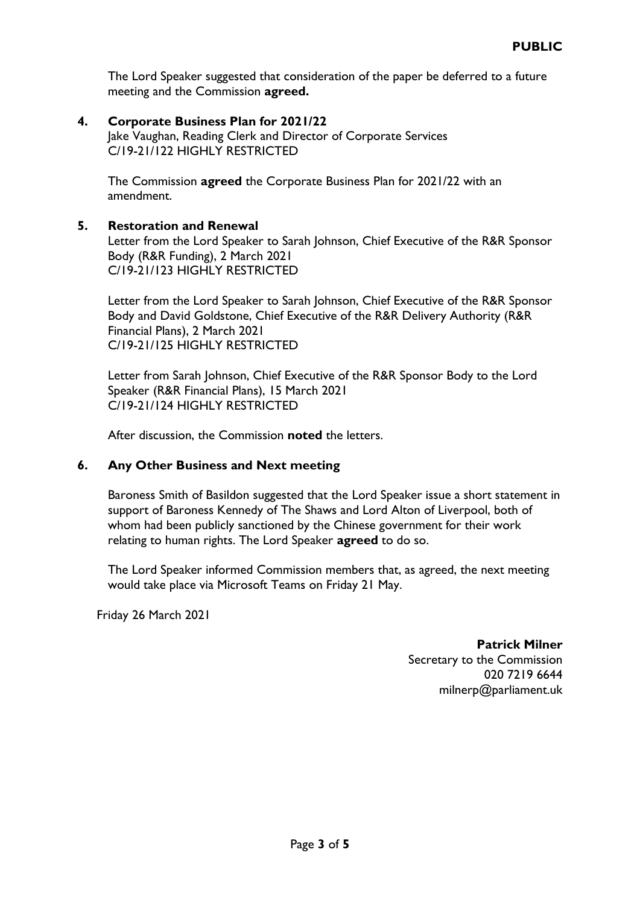**PUBLIC**

The Lord Speaker suggested that consideration of the paper be deferred to a future meeting and the Commission **agreed.**

**4. Corporate Business Plan for 2021/22**

Jake Vaughan, Reading Clerk and Director of Corporate Services
C/19-21/122 HIGHLY RESTRICTED

The Commission **agreed** the Corporate Business Plan for 2021/22 with an amendment.

**5. Restoration and Renewal**

Letter from the Lord Speaker to Sarah Johnson, Chief Executive of the R&R Sponsor Body (R&R Funding), 2 March 2021
C/19-21/123 HIGHLY RESTRICTED

Letter from the Lord Speaker to Sarah Johnson, Chief Executive of the R&R Sponsor Body and David Goldstone, Chief Executive of the R&R Delivery Authority (R&R Financial Plans), 2 March 2021
C/19-21/125 HIGHLY RESTRICTED

Letter from Sarah Johnson, Chief Executive of the R&R Sponsor Body to the Lord Speaker (R&R Financial Plans), 15 March 2021
C/19-21/124 HIGHLY RESTRICTED

After discussion, the Commission **noted** the letters.

**6. Any Other Business and Next meeting**

Baroness Smith of Basildon suggested that the Lord Speaker issue a short statement in support of Baroness Kennedy of The Shaws and Lord Alton of Liverpool, both of whom had been publicly sanctioned by the Chinese government for their work relating to human rights. The Lord Speaker **agreed** to do so.

The Lord Speaker informed Commission members that, as agreed, the next meeting would take place via Microsoft Teams on Friday 21 May.

Friday 26 March 2021

**Patrick Milner**
Secretary to the Commission
020 7219 6644
milnerp@parliament.uk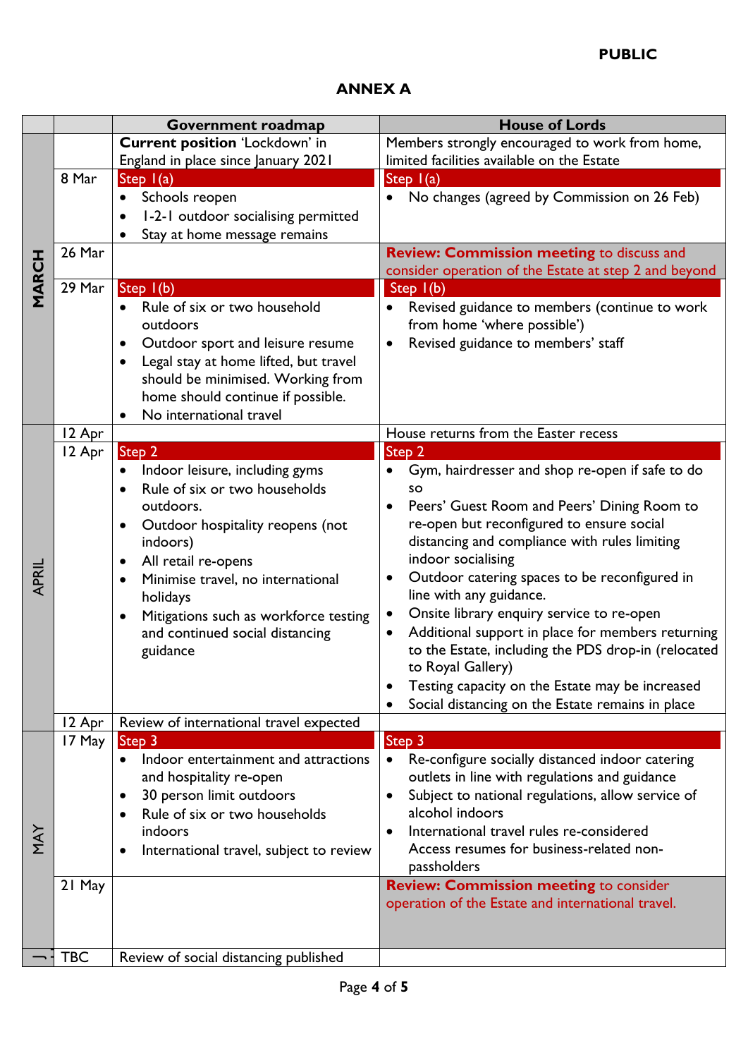**PUBLIC**

## ANNEX A

| | | Government roadmap | House of Lords |
|---|---|---|---|
| MARCH | | **Current position** 'Lockdown' in England in place since January 2021 | Members strongly encouraged to work from home, limited facilities available on the Estate |
| | 8 Mar | Step 1(a)<br>• Schools reopen<br>• 1-2-1 outdoor socialising permitted<br>• Stay at home message remains | Step 1(a)<br>• No changes (agreed by Commission on 26 Feb) |
| | 26 Mar | | **Review: Commission meeting** to discuss and consider operation of the Estate at step 2 and beyond |
| | 29 Mar | Step 1(b)<br>• Rule of six or two household outdoors<br>• Outdoor sport and leisure resume<br>• Legal stay at home lifted, but travel should be minimised. Working from home should continue if possible.<br>• No international travel | Step 1(b)<br>• Revised guidance to members (continue to work from home 'where possible')<br>• Revised guidance to members' staff |
| APRIL | 12 Apr | | House returns from the Easter recess |
| | 12 Apr | Step 2<br>• Indoor leisure, including gyms<br>• Rule of six or two households outdoors.<br>• Outdoor hospitality reopens (not indoors)<br>• All retail re-opens<br>• Minimise travel, no international holidays<br>• Mitigations such as workforce testing and continued social distancing guidance | Step 2<br>• Gym, hairdresser and shop re-open if safe to do so<br>• Peers' Guest Room and Peers' Dining Room to re-open but reconfigured to ensure social distancing and compliance with rules limiting indoor socialising<br>• Outdoor catering spaces to be reconfigured in line with any guidance.<br>• Onsite library enquiry service to re-open<br>• Additional support in place for members returning to the Estate, including the PDS drop-in (relocated to Royal Gallery)<br>• Testing capacity on the Estate may be increased<br>• Social distancing on the Estate remains in place |
| | 12 Apr | Review of international travel expected | |
| MAY | 17 May | Step 3<br>• Indoor entertainment and attractions and hospitality re-open<br>• 30 person limit outdoors<br>• Rule of six or two households indoors<br>• International travel, subject to review | Step 3<br>• Re-configure socially distanced indoor catering outlets in line with regulations and guidance<br>• Subject to national regulations, allow service of alcohol indoors<br>• International travel rules re-considered Access resumes for business-related non-passholders |
| | 21 May | | **Review: Commission meeting** to consider operation of the Estate and international travel. |
| J | TBC | Review of social distancing published | |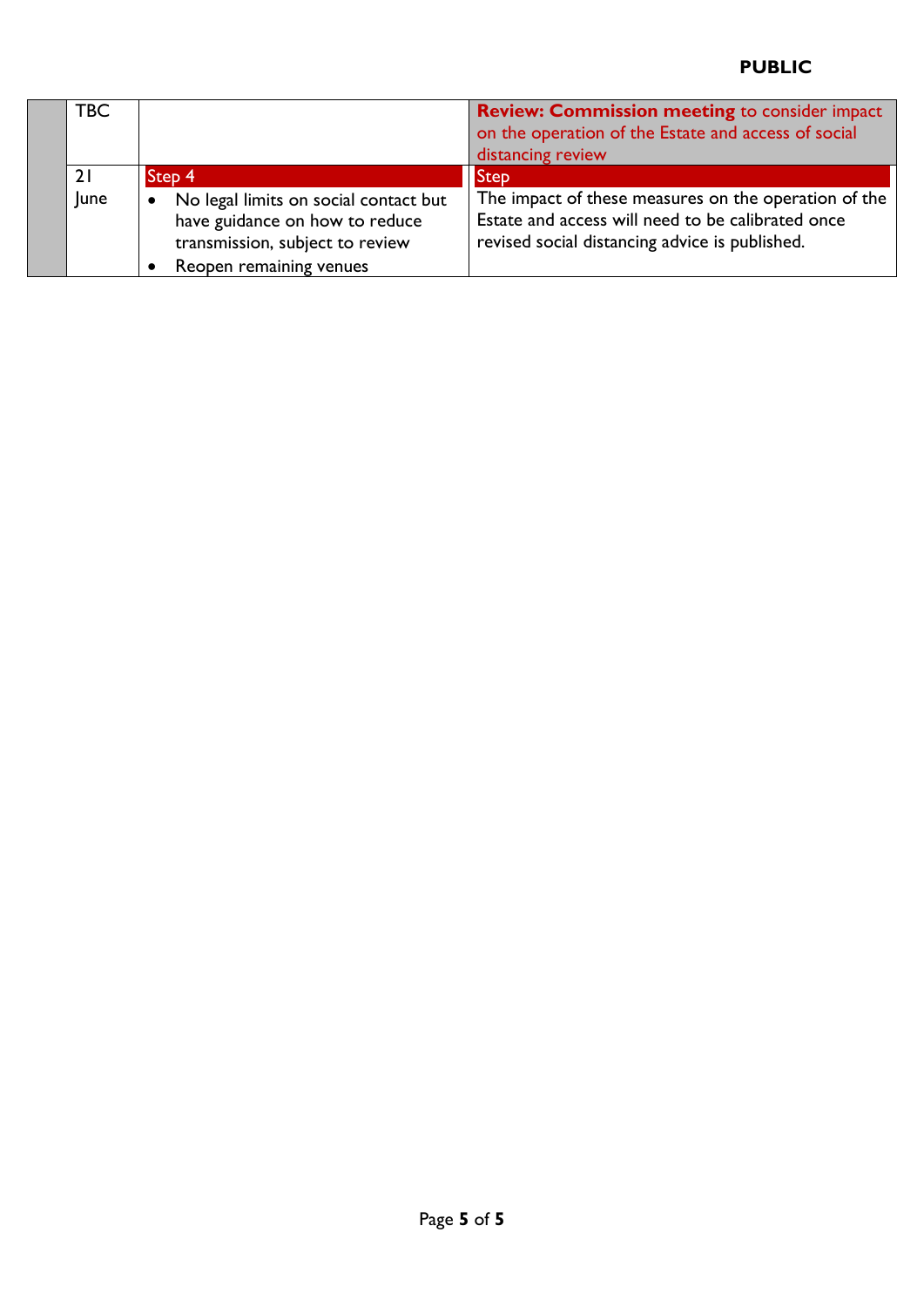| | | | |
|---|---|---|---|
| | TBC | | **Review: Commission meeting** to consider impact on the operation of the Estate and access of social distancing review |
| | 21 June | Step 4<br>• No legal limits on social contact but have guidance on how to reduce transmission, subject to review<br>• Reopen remaining venues | Step<br>The impact of these measures on the operation of the Estate and access will need to be calibrated once revised social distancing advice is published. |